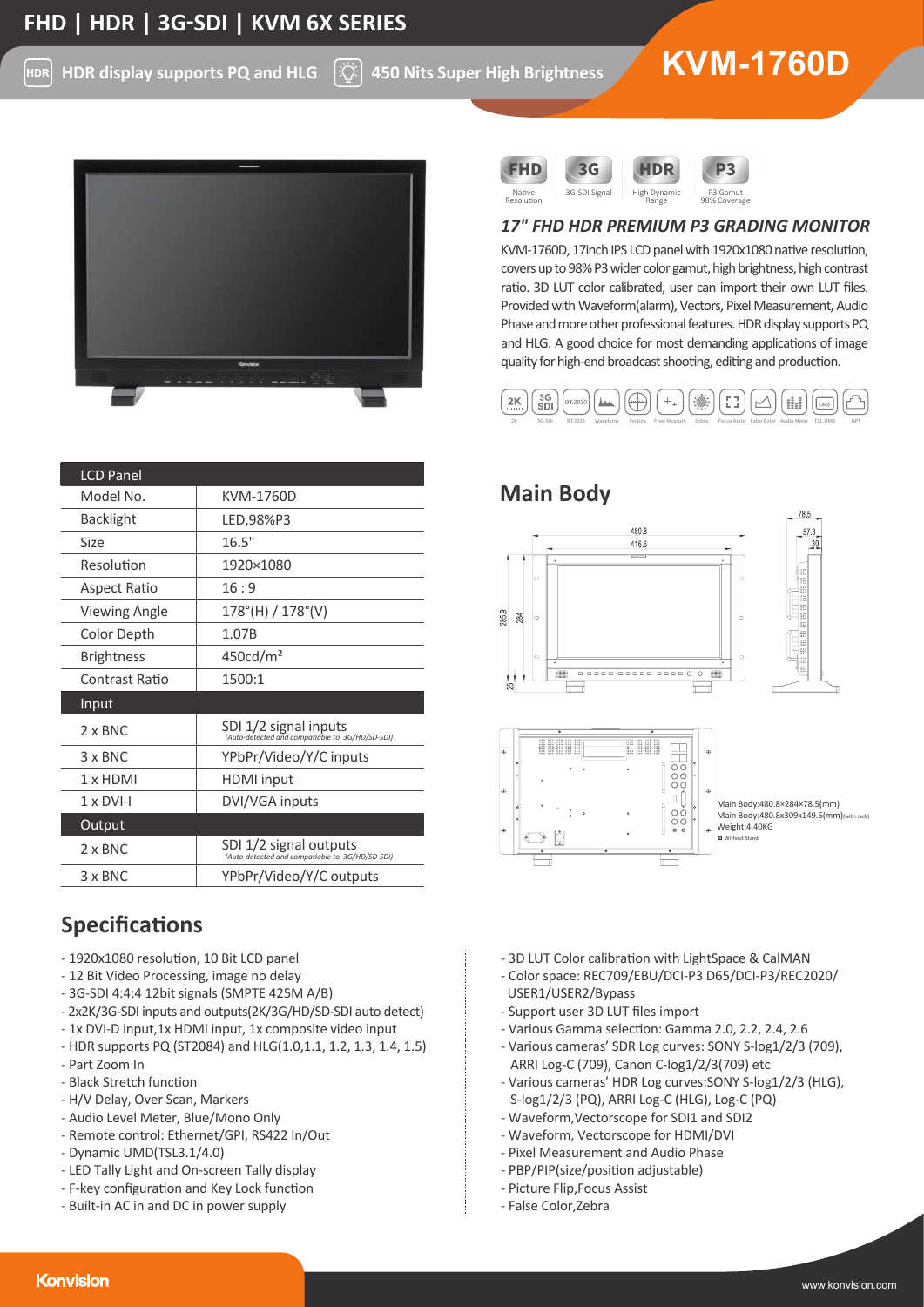# FHD | HDR | 3G-SDI | KVM 6X SERIES

HDR display supports PQ and HLG | 450 Nits Super High Brightness

# KVM-1760D

FHD Native Resolution | 3G 3G-SDI Signal | HDR High Dynamic Range | P3 P3 Gamut 98% Coverage

### *17" FHD HDR PREMIUM P3 GRADING MONITOR*

KVM-1760D, 17inch IPS LCD panel with 1920x1080 native resolution, covers up to 98% P3 wider color gamut, high brightness, high contrast ratio. 3D LUT color calibrated, user can import their own LUT files. Provided with Waveform(alarm), Vectors, Pixel Measurement, Audio Phase and more other professional features. HDR display supports PQ and HLG. A good choice for most demanding applications of image quality for high-end broadcast shooting, editing and production.

2K | 3G-SDI | BT.2020 | Waveform | Vectors | Pixel Measure | Zebra | Focus Assist | False Color | Audio Meter | TSL UMD | GPI

| LCD Panel | |
|---|---|
| Model No. | KVM-1760D |
| Backlight | LED,98%P3 |
| Size | 16.5" |
| Resolution | 1920×1080 |
| Aspect Ratio | 16 : 9 |
| Viewing Angle | 178°(H) / 178°(V) |
| Color Depth | 1.07B |
| Brightness | 450cd/m² |
| Contrast Ratio | 1500:1 |
| **Input** | |
| 2 x BNC | SDI 1/2 signal inputs *(Auto-detected and compatiable to 3G/HD/SD-SDI)* |
| 3 x BNC | YPbPr/Video/Y/C inputs |
| 1 x HDMI | HDMI input |
| 1 x DVI-I | DVI/VGA inputs |
| **Output** | |
| 2 x BNC | SDI 1/2 signal outputs *(Auto-detected and compatiable to 3G/HD/SD-SDI)* |
| 3 x BNC | YPbPr/Video/Y/C outputs |

## Main Body

480.8 | 416.6 | 78.5 | 57.3 | 30 | 265.9 | 284 | 25

Main Body:480.8×284×78.5(mm)
Main Body:480.8x309x149.6(mm)(with rack)
Weight:4.40KG
Without Stand

## Specifications

- 1920x1080 resolution, 10 Bit LCD panel
- 12 Bit Video Processing, image no delay
- 3G-SDI 4:4:4 12bit signals (SMPTE 425M A/B)
- 2x2K/3G-SDI inputs and outputs(2K/3G/HD/SD-SDI auto detect)
- 1x DVI-D input,1x HDMI input, 1x composite video input
- HDR supports PQ (ST2084) and HLG(1.0,1.1, 1.2, 1.3, 1.4, 1.5)
- Part Zoom In
- Black Stretch function
- H/V Delay, Over Scan, Markers
- Audio Level Meter, Blue/Mono Only
- Remote control: Ethernet/GPI, RS422 In/Out
- Dynamic UMD(TSL3.1/4.0)
- LED Tally Light and On-screen Tally display
- F-key configuration and Key Lock function
- Built-in AC in and DC in power supply
- 3D LUT Color calibration with LightSpace & CalMAN
- Color space: REC709/EBU/DCI-P3 D65/DCI-P3/REC2020/USER1/USER2/Bypass
- Support user 3D LUT files import
- Various Gamma selection: Gamma 2.0, 2.2, 2.4, 2.6
- Various cameras' SDR Log curves: SONY S-log1/2/3 (709), ARRI Log-C (709), Canon C-log1/2/3(709) etc
- Various cameras' HDR Log curves:SONY S-log1/2/3 (HLG), S-log1/2/3 (PQ), ARRI Log-C (HLG), Log-C (PQ)
- Waveform,Vectorscope for SDI1 and SDI2
- Waveform, Vectorscope for HDMI/DVI
- Pixel Measurement and Audio Phase
- PBP/PIP(size/position adjustable)
- Picture Flip,Focus Assist
- False Color,Zebra

Konvision | www.konvision.com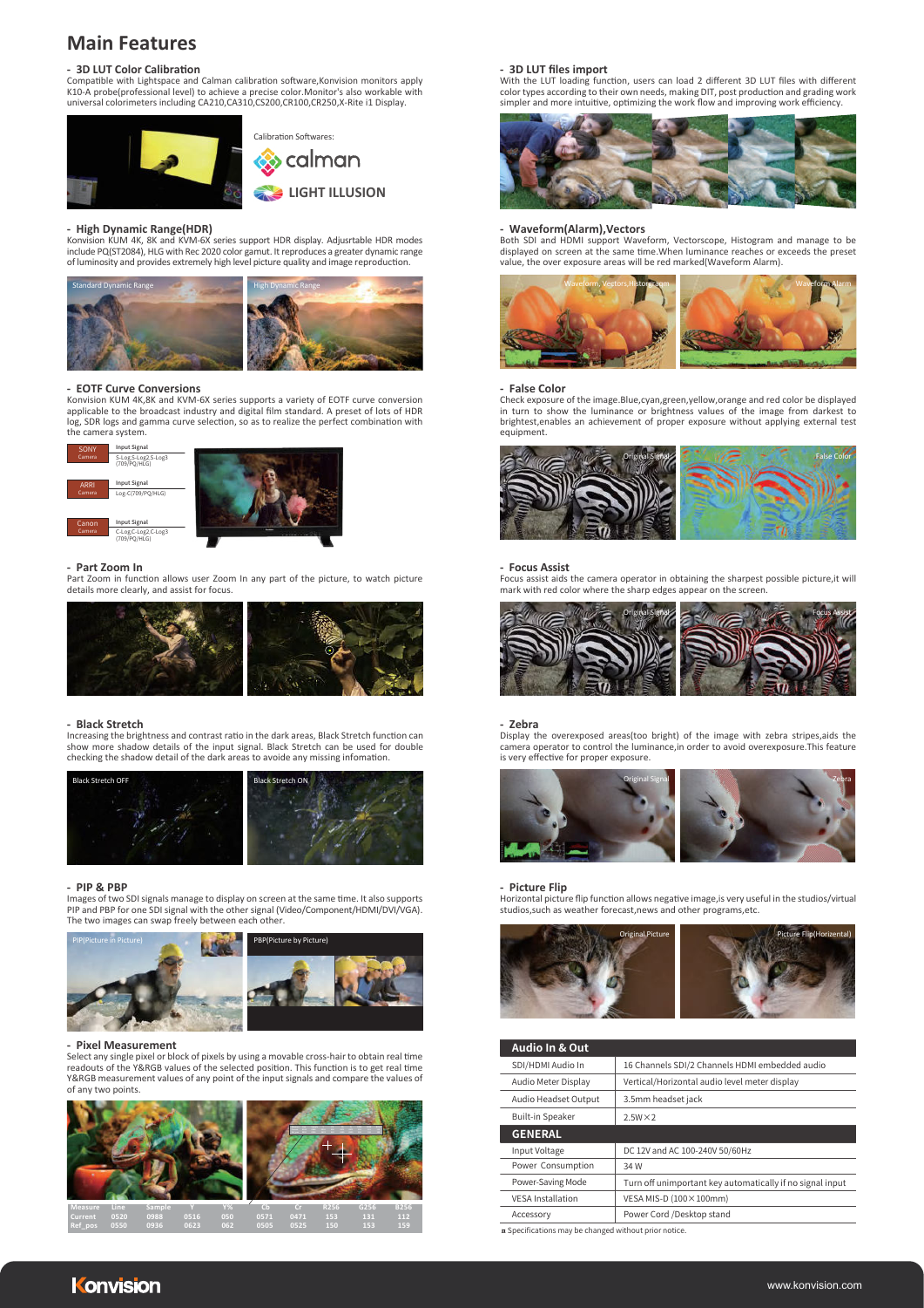# Main Features

### - 3D LUT Color Calibration

Compatible with Lightspace and Calman calibration software,Konvision monitors apply K10-A probe(professional level) to achieve a precise color.Monitor's also workable with universal colorimeters including CA210,CA310,CS200,CR100,CR250,X-Rite i1 Display.

Calibration Softwares:

calman

LIGHT ILLUSION

### - High Dynamic Range(HDR)

Konvision KUM 4K, 8K and KVM-6X series support HDR display. Adjusrtable HDR modes include PQ(ST2084), HLG with Rec 2020 color gamut. It reproduces a greater dynamic range of luminosity and provides extremely high level picture quality and image reproduction.

Standard Dynamic Range

High Dynamic Range

### - EOTF Curve Conversions

Konvision KUM 4K,8K and KVM-6X series supports a variety of EOTF curve conversion applicable to the broadcast industry and digital film standard. A preset of lots of HDR log, SDR logs and gamma curve selection, so as to realize the perfect combination with the camera system.

SONY Camera — Input Signal: S-Log,S-Log2,S-Log3 (709/PQ/HLG)

ARRI Camera — Input Signal: Log-C(709/PQ/HLG)

Canon Camera — Input Signal: C-Log,C-Log2,C-Log3 (709/PQ/HLG)

### - Part Zoom In

Part Zoom in function allows user Zoom In any part of the picture, to watch picture details more clearly, and assist for focus.

### - Black Stretch

Increasing the brightness and contrast ratio in the dark areas, Black Stretch function can show more shadow details of the input signal. Black Stretch can be used for double checking the shadow detail of the dark areas to avoide any missing infomation.

Black Stretch OFF

Black Stretch ON

### - PIP & PBP

Images of two SDI signals manage to display on screen at the same time. It also supports PIP and PBP for one SDI signal with the other signal (Video/Component/HDMI/DVI/VGA). The two images can swap freely between each other.

PIP(Picture in Picture)

PBP(Picture by Picture)

### - Pixel Measurement

Select any single pixel or block of pixels by using a movable cross-hair to obtain real time readouts of the Y&RGB values of the selected position. This function is to get real time Y&RGB measurement values of any point of the input signals and compare the values of of any two points.

| Measure | Line | Sample | Y | Y% | Cb | Cr | R256 | G256 | B256 |
|---|---|---|---|---|---|---|---|---|---|
| Current | 0520 | 0988 | 0516 | 050 | 0571 | 0471 | 153 | 131 | 112 |
| Ref_pos | 0550 | 0936 | 0623 | 062 | 0505 | 0525 | 150 | 153 | 159 |

### - 3D LUT files import

With the LUT loading function, users can load 2 different 3D LUT files with different color types according to their own needs, making DIT, post production and grading work simpler and more intuitive, optimizing the work flow and improving work efficiency.

### - Waveform(Alarm),Vectors

Both SDI and HDMI support Waveform, Vectorscope, Histogram and manage to be displayed on screen at the same time.When luminance reaches or exceeds the preset value, the over exposure areas will be red marked(Waveform Alarm).

Waveform, Vectors,Histogramm

Waveform Alarm

### - False Color

Check exposure of the image.Blue,cyan,green,yellow,orange and red color be displayed in turn to show the luminance or brightness values of the image from darkest to brightest,enables an achievement of proper exposure without applying external test equipment.

Original Signal

False Color

### - Focus Assist

Focus assist aids the camera operator in obtaining the sharpest possible picture,it will mark with red color where the sharp edges appear on the screen.

Original Signal

Focus Assist

### - Zebra

Display the overexposed areas(too bright) of the image with zebra stripes,aids the camera operator to control the luminance,in order to avoid overexposure.This feature is very effective for proper exposure.

Original Signal

Zebra

### - Picture Flip

Horizontal picture flip function allows negative image,is very useful in the studios/virtual studios,such as weather forecast,news and other programs,etc.

Original Picture

Picture Flip(Horizental)

| Audio In & Out | |
|---|---|
| SDI/HDMI Audio In | 16 Channels SDI/2 Channels HDMI embedded audio |
| Audio Meter Display | Vertical/Horizontal audio level meter display |
| Audio Headset Output | 3.5mm headset jack |
| Built-in Speaker | 2.5W×2 |
| **GENERAL** | |
| Input Voltage | DC 12V and AC 100-240V 50/60Hz |
| Power Consumption | 34 W |
| Power-Saving Mode | Turn off unimportant key automatically if no signal input |
| VESA Installation | VESA MIS-D (100×100mm) |
| Accessory | Power Cord /Desktop stand |

※ Specifications may be changed without prior notice.

Konvision

www.konvision.com